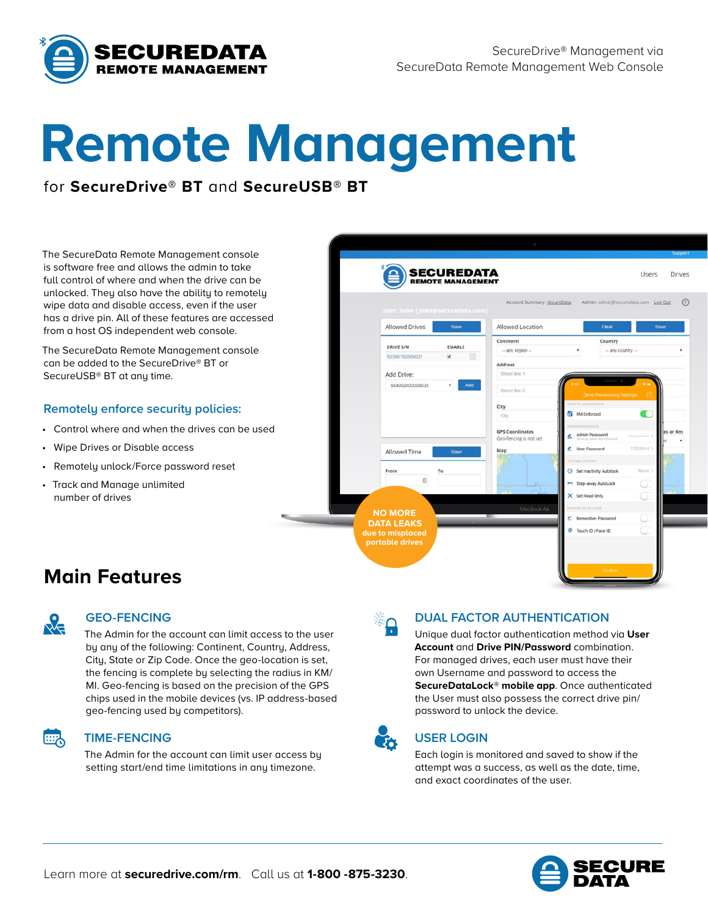# SECUREDATA REMOTE MANAGEMENT

SecureDrive® Management via
SecureData Remote Management Web Console

# Remote Management

for **SecureDrive® BT** and **SecureUSB® BT**

The SecureData Remote Management console is software free and allows the admin to take full control of where and when the drive can be unlocked. They also have the option to remotely wipe data and disable access, even if the user has a drive pin. All of these features are accessed from a host OS independent web console.

The SecureData Remote Management console can be added to the SecureDrive® BT or SecureUSB® BT at any time.

### Remotely enforce security policies:

- Control where and when the drives can be used
- Wipe Drives or Disable access
- Remotely unlock/Force password reset
- Track and Manage unlimited number of drives

**NO MORE DATA LEAKS due to misplaced portable drives**

## Main Features

### GEO-FENCING

The Admin for the account can limit access to the user by any of the following: Continent, Country, Address, City, State or Zip Code. Once the geo-location is set, the fencing is complete by selecting the radius in KM/MI. Geo-fencing is based on the precision of the GPS chips used in the mobile devices (vs. IP address-based geo-fencing used by competitors).

### TIME-FENCING

The Admin for the account can limit user access by setting start/end time limitations in any timezone.

### DUAL FACTOR AUTHENTICATION

Unique dual factor authentication method via **User Account** and **Drive PIN/Password** combination. For managed drives, each user must have their own Username and password to access the **SecureDataLock® mobile app**. Once authenticated the User must also possess the correct drive pin/password to unlock the device.

### USER LOGIN

Each login is monitored and saved to show if the attempt was a success, as well as the date, time, and exact coordinates of the user.

Learn more at **securedrive.com/rm**. Call us at **1-800 -875-3230**.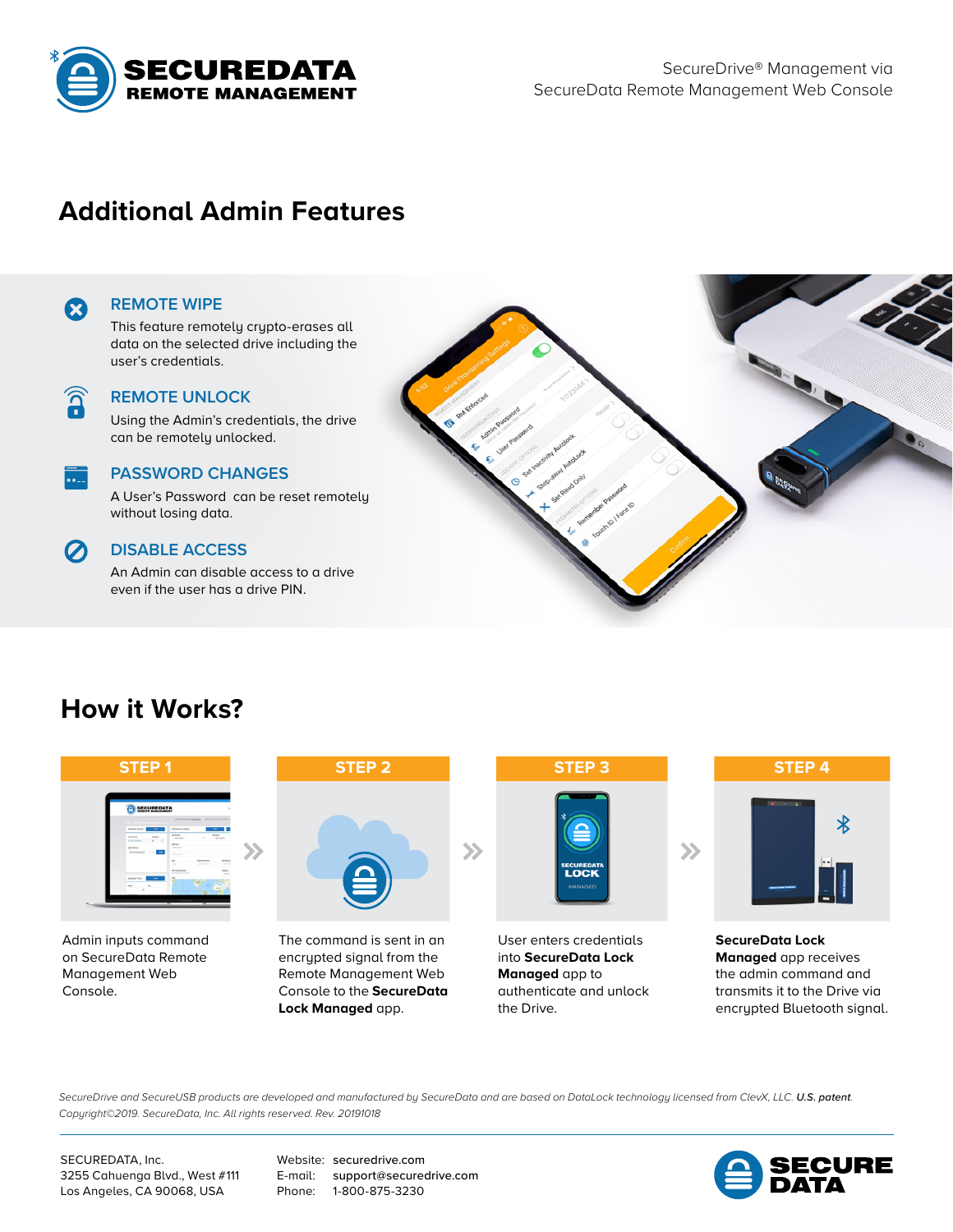## Additional Admin Features

### REMOTE WIPE

This feature remotely crypto-erases all data on the selected drive including the user's credentials.

### REMOTE UNLOCK

Using the Admin's credentials, the drive can be remotely unlocked.

### PASSWORD CHANGES

A User's Password can be reset remotely without losing data.

### DISABLE ACCESS

An Admin can disable access to a drive even if the user has a drive PIN.

## How it Works?

**STEP 1**

Admin inputs command on SecureData Remote Management Web Console.

**STEP 2**

The command is sent in an encrypted signal from the Remote Management Web Console to the **SecureData Lock Managed** app.

**STEP 3**

User enters credentials into **SecureData Lock Managed** app to authenticate and unlock the Drive.

**STEP 4**

**SecureData Lock Managed** app receives the admin command and transmits it to the Drive via encrypted Bluetooth signal.

*SecureDrive and SecureUSB products are developed and manufactured by SecureData and are based on DataLock technology licensed from ClevX, LLC.* ***U.S. patent****.*
*Copyright©2019. SecureData, Inc. All rights reserved. Rev. 20191018*

SECUREDATA, Inc.
3255 Cahuenga Blvd., West #111
Los Angeles, CA 90068, USA

Website: securedrive.com
E-mail: support@securedrive.com
Phone: 1-800-875-3230